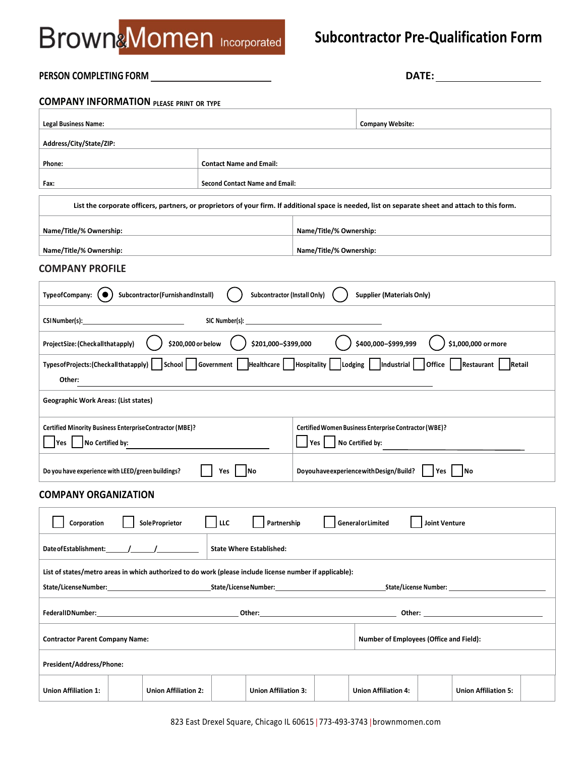# Brown&Momen Incorporated

## Subcontractor Pre-Qualification Form

**PERSON COMPLETING FORM** ______________________ **DATE:** ____________________

## COMPANY INFORMATION PLEASE PRINT OR TYPE

| Legal Business Name: | | Company Website: |
|---|---|---|
| Address/City/State/ZIP: | | |
| Phone: | Contact Name and Email: | |
| Fax: | Second Contact Name and Email: | |

| List the corporate officers, partners, or proprietors of your firm. If additional space is needed, list on separate sheet and attach to this form. | |
|---|---|
| Name/Title/% Ownership: | Name/Title/% Ownership: |
| Name/Title/% Ownership: | Name/Title/% Ownership: |

## COMPANY PROFILE

Type of Company: ◉ Subcontractor (Furnish and Install) ◯ Subcontractor (Install Only) ◯ Supplier (Materials Only)

CSI Number(s): ______________________ SIC Number(s): ______________________

Project Size: (Check all that apply) ◯ $200,000 or below ◯ $201,000–$399,000 ◯ $400,000–$999,999 ◯ $1,000,000 or more

Types of Projects: (Check all that apply) ☐ School ☐ Government ☐ Healthcare ☐ Hospitality ☐ Lodging ☐ Industrial ☐ Office ☐ Restaurant ☐ Retail

Other: ____________________________________________

Geographic Work Areas: (List states)

| Certified Minority Business Enterprise Contractor (MBE)? ☐ Yes ☐ No Certified by: ______________ | Certified Women Business Enterprise Contractor (WBE)? ☐ Yes ☐ No Certified by: ______________ |
|---|---|
| Do you have experience with LEED/green buildings? ☐ Yes ☐ No | Do you have experience with Design/Build? ☐ Yes ☐ No |

## COMPANY ORGANIZATION

☐ Corporation ☐ Sole Proprietor ☐ LLC ☐ Partnership ☐ General or Limited ☐ Joint Venture

| Date of Establishment: _____/_____/__________ | State Where Established: |
|---|---|

List of states/metro areas in which authorized to do work (please include license number if applicable):

State/License Number: ______________ State/License Number: ______________ State/License Number: ______________

Federal ID Number: ______________ Other: ______________ Other: ______________

| Contractor Parent Company Name: | Number of Employees (Office and Field): |
|---|---|
| President/Address/Phone: | |

| Union Affiliation 1: | | Union Affiliation 2: | | Union Affiliation 3: | | Union Affiliation 4: | | Union Affiliation 5: | |
|---|---|---|---|---|---|---|---|---|---|

823 East Drexel Square, Chicago IL 60615 | 773-493-3743 | brownmomen.com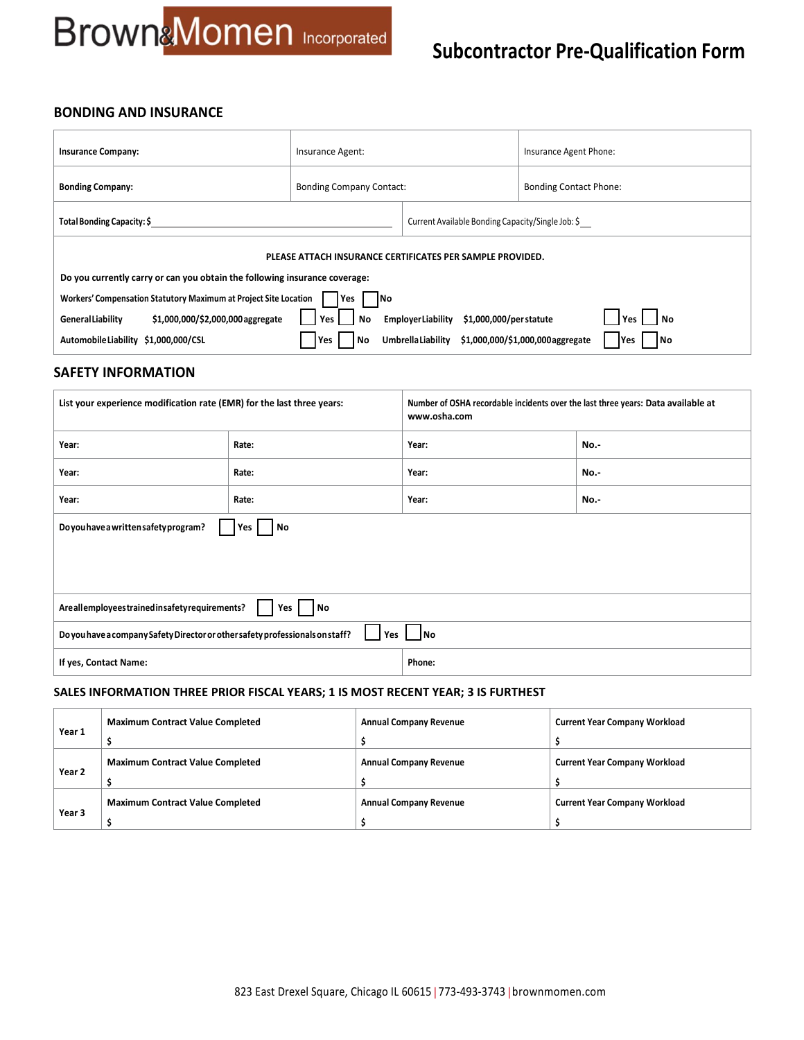Brown&Momen Incorporated

# Subcontractor Pre-Qualification Form

## BONDING AND INSURANCE

| **Insurance Company:** | Insurance Agent: | Insurance Agent Phone: |
|---|---|---|
| **Bonding Company:** | Bonding Company Contact: | Bonding Contact Phone: |

**Total Bonding Capacity: $** ______________________________

Current Available Bonding Capacity/Single Job: $ __

**PLEASE ATTACH INSURANCE CERTIFICATES PER SAMPLE PROVIDED.**

**Do you currently carry or can you obtain the following insurance coverage:**

**Workers' Compensation Statutory Maximum at Project Site Location** ☐ Yes ☐ No

**General Liability $1,000,000/$2,000,000 aggregate** ☐ Yes ☐ No **Employer Liability $1,000,000/per statute** ☐ Yes ☐ No

**Automobile Liability $1,000,000/CSL** ☐ Yes ☐ No **Umbrella Liability $1,000,000/$1,000,000 aggregate** ☐ Yes ☐ No

## SAFETY INFORMATION

| **List your experience modification rate (EMR) for the last three years:** | | **Number of OSHA recordable incidents over the last three years: Data available at www.osha.com** | |
|---|---|---|---|
| **Year:** | **Rate:** | **Year:** | **No.-** |
| **Year:** | **Rate:** | **Year:** | **No.-** |
| **Year:** | **Rate:** | **Year:** | **No.-** |

**Do you have a written safety program?** ☐ Yes ☐ No

**Are all employees trained in safety requirements?** ☐ Yes ☐ No

**Do you have a company Safety Director or other safety professionals on staff?** ☐ Yes ☐ No

| **If yes, Contact Name:** | **Phone:** |
|---|---|

## SALES INFORMATION THREE PRIOR FISCAL YEARS; 1 IS MOST RECENT YEAR; 3 IS FURTHEST

| | | | |
|---|---|---|---|
| **Year 1** | **Maximum Contract Value Completed** $ | **Annual Company Revenue** $ | **Current Year Company Workload** $ |
| **Year 2** | **Maximum Contract Value Completed** $ | **Annual Company Revenue** $ | **Current Year Company Workload** $ |
| **Year 3** | **Maximum Contract Value Completed** $ | **Annual Company Revenue** $ | **Current Year Company Workload** $ |

823 East Drexel Square, Chicago IL 60615 | 773-493-3743 | brownmomen.com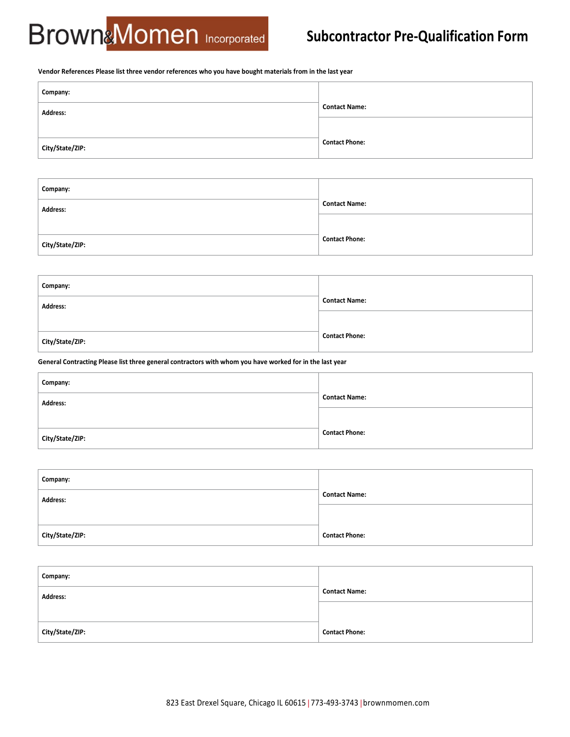Brown&Momen Incorporated

# Subcontractor Pre-Qualification Form

**Vendor References Please list three vendor references who you have bought materials from in the last year**

| | |
|---|---|
| **Company:** | **Contact Name:** |
| **Address:** | |
| **City/State/ZIP:** | **Contact Phone:** |

| | |
|---|---|
| **Company:** | **Contact Name:** |
| **Address:** | |
| **City/State/ZIP:** | **Contact Phone:** |

| | |
|---|---|
| **Company:** | **Contact Name:** |
| **Address:** | |
| **City/State/ZIP:** | **Contact Phone:** |

**General Contracting Please list three general contractors with whom you have worked for in the last year**

| | |
|---|---|
| **Company:** | **Contact Name:** |
| **Address:** | |
| **City/State/ZIP:** | **Contact Phone:** |

| | |
|---|---|
| **Company:** | **Contact Name:** |
| **Address:** | |
| **City/State/ZIP:** | **Contact Phone:** |

| | |
|---|---|
| **Company:** | **Contact Name:** |
| **Address:** | |
| **City/State/ZIP:** | **Contact Phone:** |

823 East Drexel Square, Chicago IL 60615 | 773-493-3743 | brownmomen.com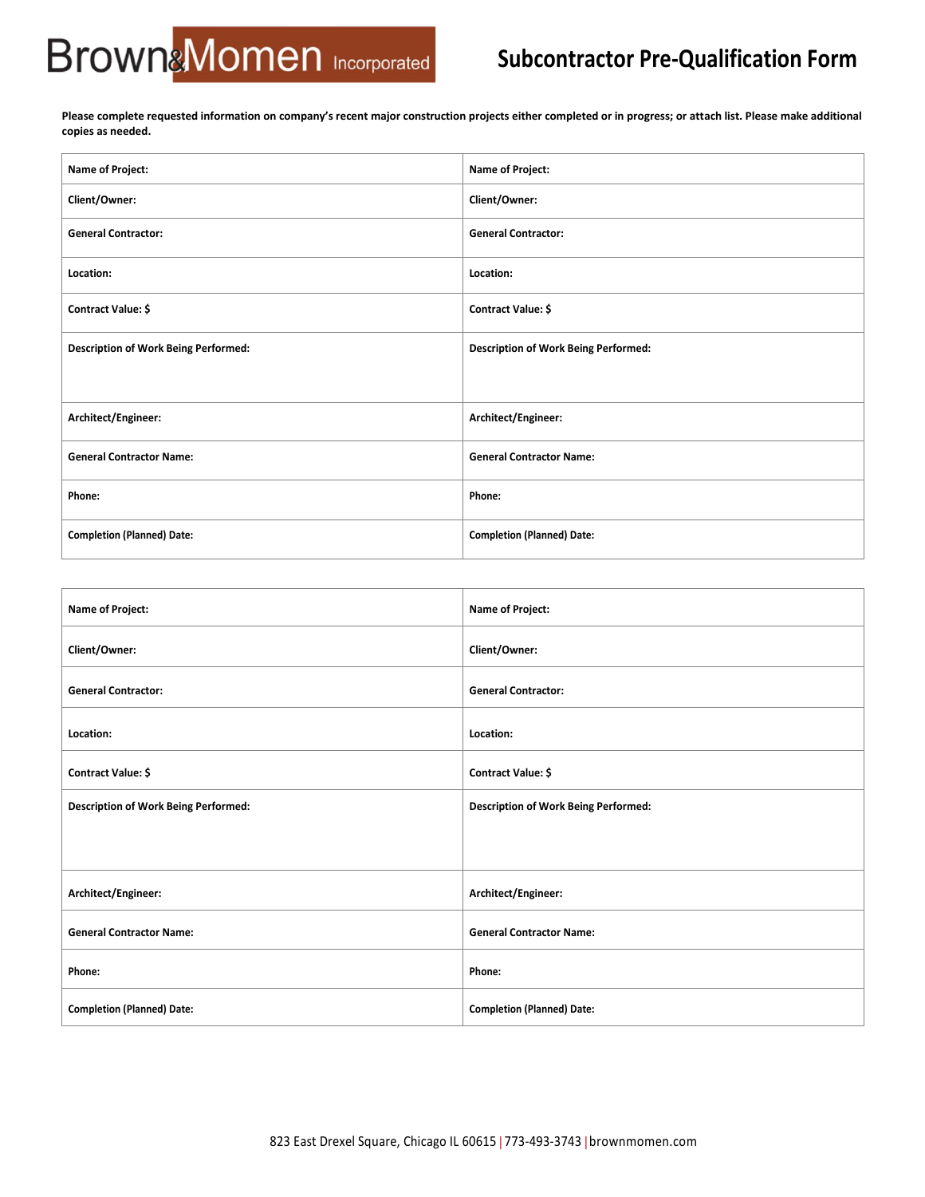Brown&Momen Incorporated

# Subcontractor Pre-Qualification Form

**Please complete requested information on company's recent major construction projects either completed or in progress; or attach list. Please make additional copies as needed.**

| | |
|---|---|
| **Name of Project:** | **Name of Project:** |
| **Client/Owner:** | **Client/Owner:** |
| **General Contractor:** | **General Contractor:** |
| **Location:** | **Location:** |
| **Contract Value: $** | **Contract Value: $** |
| **Description of Work Being Performed:** | **Description of Work Being Performed:** |
| **Architect/Engineer:** | **Architect/Engineer:** |
| **General Contractor Name:** | **General Contractor Name:** |
| **Phone:** | **Phone:** |
| **Completion (Planned) Date:** | **Completion (Planned) Date:** |

| | |
|---|---|
| **Name of Project:** | **Name of Project:** |
| **Client/Owner:** | **Client/Owner:** |
| **General Contractor:** | **General Contractor:** |
| **Location:** | **Location:** |
| **Contract Value: $** | **Contract Value: $** |
| **Description of Work Being Performed:** | **Description of Work Being Performed:** |
| **Architect/Engineer:** | **Architect/Engineer:** |
| **General Contractor Name:** | **General Contractor Name:** |
| **Phone:** | **Phone:** |
| **Completion (Planned) Date:** | **Completion (Planned) Date:** |

823 East Drexel Square, Chicago IL 60615 | 773-493-3743 | brownmomen.com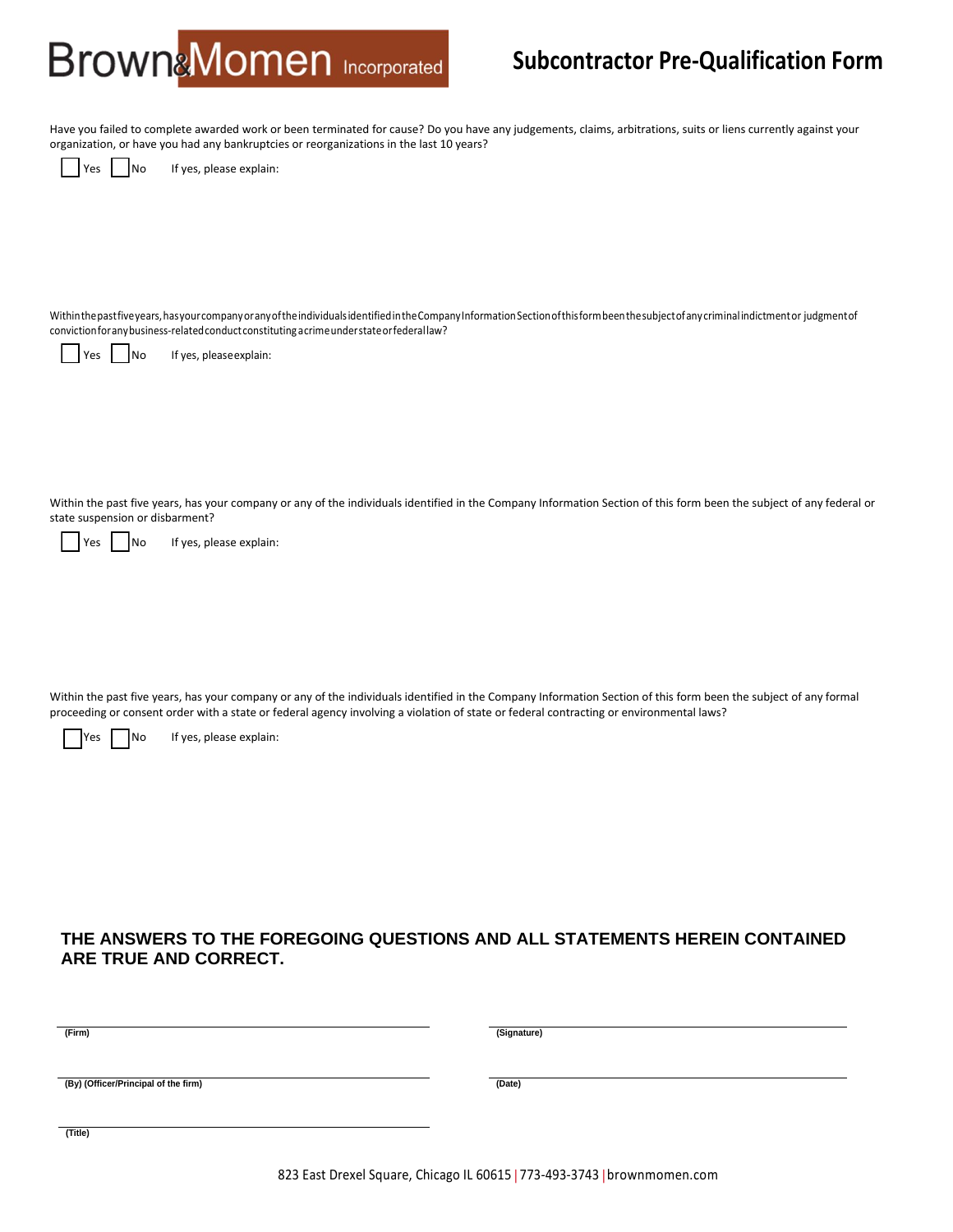# Brown & Momen Incorporated

## Subcontractor Pre-Qualification Form

Have you failed to complete awarded work or been terminated for cause? Do you have any judgements, claims, arbitrations, suits or liens currently against your organization, or have you had any bankruptcies or reorganizations in the last 10 years?

☐ Yes ☐ No If yes, please explain:

Within the past five years, has your company or any of the individuals identified in the Company Information Section of this form been the subject of any criminal indictment or judgment of conviction for any business-related conduct constituting a crime under state or federal law?

☐ Yes ☐ No If yes, please explain:

Within the past five years, has your company or any of the individuals identified in the Company Information Section of this form been the subject of any federal or state suspension or disbarment?

☐ Yes ☐ No If yes, please explain:

Within the past five years, has your company or any of the individuals identified in the Company Information Section of this form been the subject of any formal proceeding or consent order with a state or federal agency involving a violation of state or federal contracting or environmental laws?

☐ Yes ☐ No If yes, please explain:

**THE ANSWERS TO THE FOREGOING QUESTIONS AND ALL STATEMENTS HEREIN CONTAINED ARE TRUE AND CORRECT.**

| | |
|---|---|
| _______________________ | _______________________ |
| **(Firm)** | **(Signature)** |
| _______________________ | _______________________ |
| **(By) (Officer/Principal of the firm)** | **(Date)** |
| _______________________ | |
| **(Title)** | |

823 East Drexel Square, Chicago IL 60615 | 773-493-3743 | brownmomen.com